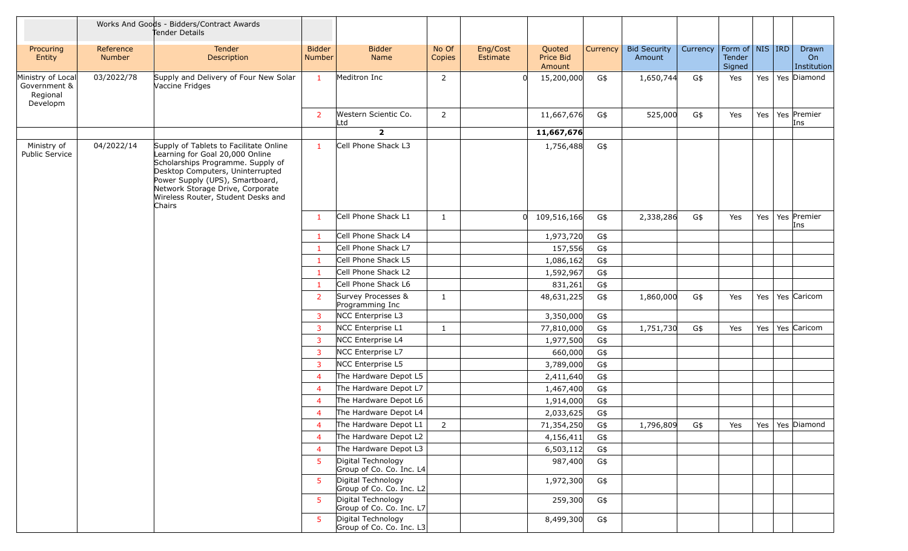Works And Goods - Bidders/Contract Awards
Tender Details

| Procuring Entity | Reference Number | Tender Description | Bidder Number | Bidder Name | No Of Copies | Eng/Cost Estimate | Quoted Price Bid Amount | Currency | Bid Security Amount | Currency | Form of Tender Signed | NIS | IRD | Drawn On Institution |
|---|---|---|---|---|---|---|---|---|---|---|---|---|---|---|
| Ministry of Local Government & Regional Developm | 03/2022/78 | Supply and Delivery of Four New Solar Vaccine Fridges | 1 | Meditron Inc | 2 | 0 | 15,200,000 | G$ | 1,650,744 | G$ | Yes | Yes | Yes | Diamond |
| | | | 2 | Western Scientic Co. Ltd | 2 | | 11,667,676 | G$ | 525,000 | G$ | Yes | Yes | Yes | Premier Ins |
| | | | | **2** | | | **11,667,676** | | | | | | | |
| Ministry of Public Service | 04/2022/14 | Supply of Tablets to Facilitate Online Learning for Goal 20,000 Online Scholarships Programme. Supply of Desktop Computers, Uninterrupted Power Supply (UPS), Smartboard, Network Storage Drive, Corporate Wireless Router, Student Desks and Chairs | 1 | Cell Phone Shack L3 | | | 1,756,488 | G$ | | | | | | |
| | | | 1 | Cell Phone Shack L1 | 1 | 0 | 109,516,166 | G$ | 2,338,286 | G$ | Yes | Yes | Yes | Premier Ins |
| | | | 1 | Cell Phone Shack L4 | | | 1,973,720 | G$ | | | | | | |
| | | | 1 | Cell Phone Shack L7 | | | 157,556 | G$ | | | | | | |
| | | | 1 | Cell Phone Shack L5 | | | 1,086,162 | G$ | | | | | | |
| | | | 1 | Cell Phone Shack L2 | | | 1,592,967 | G$ | | | | | | |
| | | | 1 | Cell Phone Shack L6 | | | 831,261 | G$ | | | | | | |
| | | | 2 | Survey Processes & Programming Inc | 1 | | 48,631,225 | G$ | 1,860,000 | G$ | Yes | Yes | Yes | Caricom |
| | | | 3 | NCC Enterprise L3 | | | 3,350,000 | G$ | | | | | | |
| | | | 3 | NCC Enterprise L1 | 1 | | 77,810,000 | G$ | 1,751,730 | G$ | Yes | Yes | Yes | Caricom |
| | | | 3 | NCC Enterprise L4 | | | 1,977,500 | G$ | | | | | | |
| | | | 3 | NCC Enterprise L7 | | | 660,000 | G$ | | | | | | |
| | | | 3 | NCC Enterprise L5 | | | 3,789,000 | G$ | | | | | | |
| | | | 4 | The Hardware Depot L5 | | | 2,411,640 | G$ | | | | | | |
| | | | 4 | The Hardware Depot L7 | | | 1,467,400 | G$ | | | | | | |
| | | | 4 | The Hardware Depot L6 | | | 1,914,000 | G$ | | | | | | |
| | | | 4 | The Hardware Depot L4 | | | 2,033,625 | G$ | | | | | | |
| | | | 4 | The Hardware Depot L1 | 2 | | 71,354,250 | G$ | 1,796,809 | G$ | Yes | Yes | Yes | Diamond |
| | | | 4 | The Hardware Depot L2 | | | 4,156,411 | G$ | | | | | | |
| | | | 4 | The Hardware Depot L3 | | | 6,503,112 | G$ | | | | | | |
| | | | 5 | Digital Technology Group of Co. Co. Inc. L4 | | | 987,400 | G$ | | | | | | |
| | | | 5 | Digital Technology Group of Co. Co. Inc. L2 | | | 1,972,300 | G$ | | | | | | |
| | | | 5 | Digital Technology Group of Co. Co. Inc. L7 | | | 259,300 | G$ | | | | | | |
| | | | 5 | Digital Technology Group of Co. Co. Inc. L3 | | | 8,499,300 | G$ | | | | | | |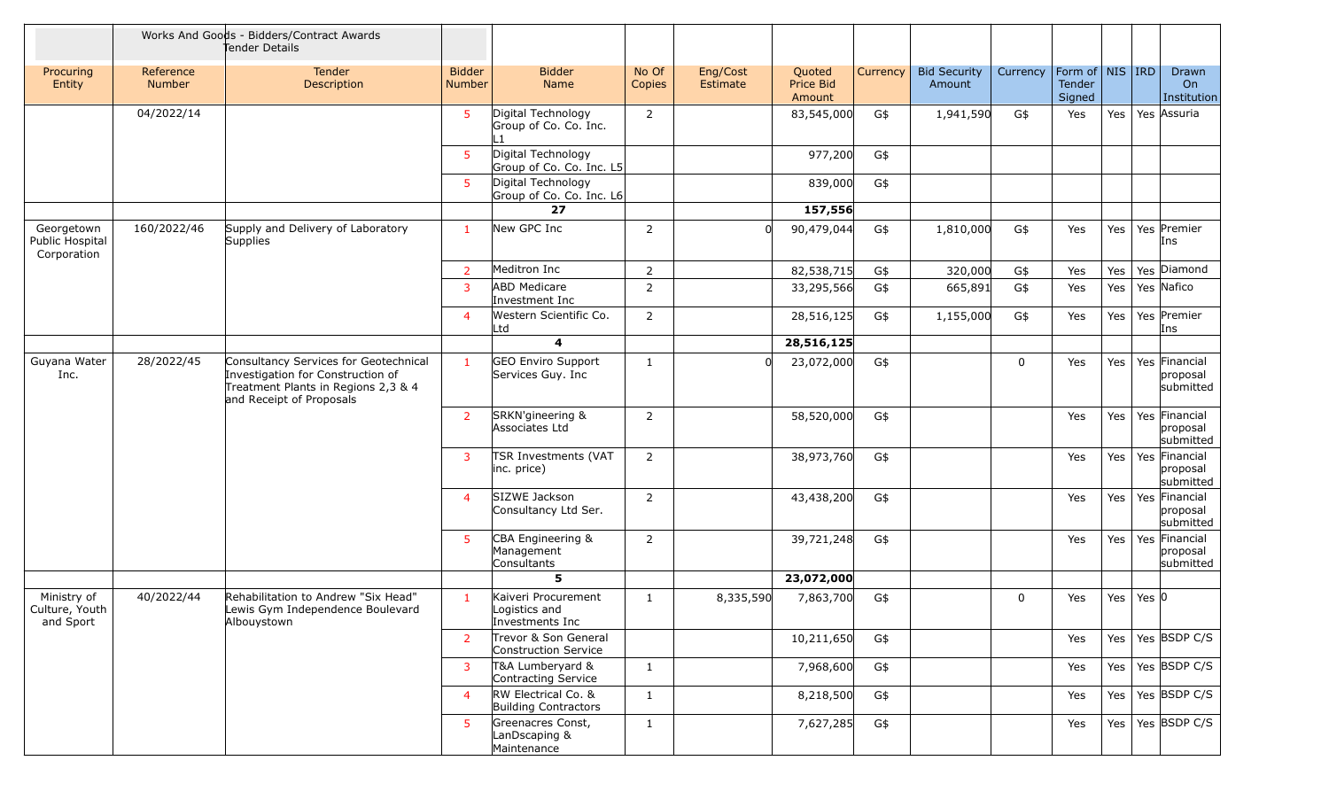| | Works And Goods - Bidders/Contract Awards Tender Details | | | | | | | | | | | | | |
|---|---|---|---|---|---|---|---|---|---|---|---|---|---|---|
| Procuring Entity | Reference Number | Tender Description | Bidder Number | Bidder Name | No Of Copies | Eng/Cost Estimate | Quoted Price Bid Amount | Currency | Bid Security Amount | Currency | Form of Tender Signed | NIS | IRD | Drawn On Institution |
| | 04/2022/14 | | 5 | Digital Technology Group of Co. Co. Inc. L1 | 2 | | 83,545,000 | G$ | 1,941,590 | G$ | Yes | Yes | Yes | Assuria |
| | | | 5 | Digital Technology Group of Co. Co. Inc. L5 | | | 977,200 | G$ | | | | | | |
| | | | 5 | Digital Technology Group of Co. Co. Inc. L6 | | | 839,000 | G$ | | | | | | |
| | | | | **27** | | | **157,556** | | | | | | | |
| Georgetown Public Hospital Corporation | 160/2022/46 | Supply and Delivery of Laboratory Supplies | 1 | New GPC Inc | 2 | 0 | 90,479,044 | G$ | 1,810,000 | G$ | Yes | Yes | Yes | Premier Ins |
| | | | 2 | Meditron Inc | 2 | | 82,538,715 | G$ | 320,000 | G$ | Yes | Yes | Yes | Diamond |
| | | | 3 | ABD Medicare Investment Inc | 2 | | 33,295,566 | G$ | 665,891 | G$ | Yes | Yes | Yes | Nafico |
| | | | 4 | Western Scientific Co. Ltd | 2 | | 28,516,125 | G$ | 1,155,000 | G$ | Yes | Yes | Yes | Premier Ins |
| | | | | **4** | | | **28,516,125** | | | | | | | |
| Guyana Water Inc. | 28/2022/45 | Consultancy Services for Geotechnical Investigation for Construction of Treatment Plants in Regions 2,3 & 4 and Receipt of Proposals | 1 | GEO Enviro Support Services Guy. Inc | 1 | 0 | 23,072,000 | G$ | | 0 | Yes | Yes | Yes | Financial proposal submitted |
| | | | 2 | SRKN'gineering & Associates Ltd | 2 | | 58,520,000 | G$ | | | Yes | Yes | Yes | Financial proposal submitted |
| | | | 3 | TSR Investments (VAT inc. price) | 2 | | 38,973,760 | G$ | | | Yes | Yes | Yes | Financial proposal submitted |
| | | | 4 | SIZWE Jackson Consultancy Ltd Ser. | 2 | | 43,438,200 | G$ | | | Yes | Yes | Yes | Financial proposal submitted |
| | | | 5 | CBA Engineering & Management Consultants | 2 | | 39,721,248 | G$ | | | Yes | Yes | Yes | Financial proposal submitted |
| | | | | **5** | | | **23,072,000** | | | | | | | |
| Ministry of Culture, Youth and Sport | 40/2022/44 | Rehabilitation to Andrew "Six Head" Lewis Gym Independence Boulevard Albouystown | 1 | Kaiveri Procurement Logistics and Investments Inc | 1 | 8,335,590 | 7,863,700 | G$ | | 0 | Yes | Yes | Yes | 0 |
| | | | 2 | Trevor & Son General Construction Service | | | 10,211,650 | G$ | | | Yes | Yes | Yes | BSDP C/S |
| | | | 3 | T&A Lumberyard & Contracting Service | 1 | | 7,968,600 | G$ | | | Yes | Yes | Yes | BSDP C/S |
| | | | 4 | RW Electrical Co. & Building Contractors | 1 | | 8,218,500 | G$ | | | Yes | Yes | Yes | BSDP C/S |
| | | | 5 | Greenacres Const, LanDscaping & Maintenance | 1 | | 7,627,285 | G$ | | | Yes | Yes | Yes | BSDP C/S |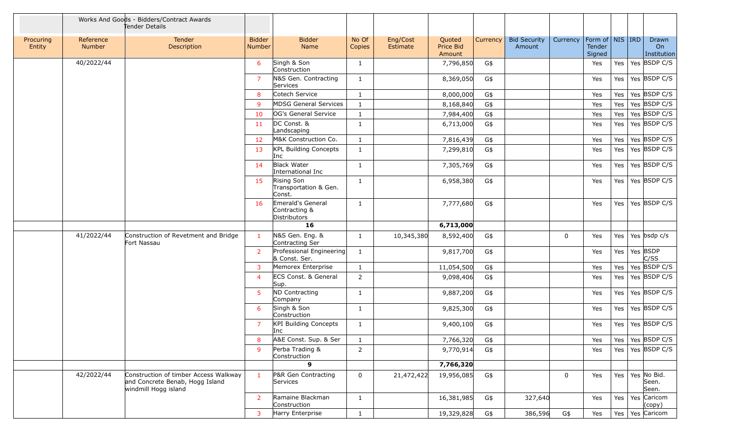| | Works And Goods - Bidders/Contract Awards Tender Details | | | | | | | | | | | | | |
|---|---|---|---|---|---|---|---|---|---|---|---|---|---|---|
| Procuring Entity | Reference Number | Tender Description | Bidder Number | Bidder Name | No Of Copies | Eng/Cost Estimate | Quoted Price Bid Amount | Currency | Bid Security Amount | Currency | Form of Tender Signed | NIS | IRD | Drawn On Institution |
| | 40/2022/44 | | 6 | Singh & Son Construction | 1 | | 7,796,850 | G$ | | | Yes | Yes | Yes | BSDP C/S |
| | | | 7 | N&S Gen. Contracting Services | 1 | | 8,369,050 | G$ | | | Yes | Yes | Yes | BSDP C/S |
| | | | 8 | Cotech Service | 1 | | 8,000,000 | G$ | | | Yes | Yes | Yes | BSDP C/S |
| | | | 9 | MDSG General Services | 1 | | 8,168,840 | G$ | | | Yes | Yes | Yes | BSDP C/S |
| | | | 10 | OG's General Service | 1 | | 7,984,400 | G$ | | | Yes | Yes | Yes | BSDP C/S |
| | | | 11 | DC Const. & Landscaping | 1 | | 6,713,000 | G$ | | | Yes | Yes | Yes | BSDP C/S |
| | | | 12 | M&K Construction Co. | 1 | | 7,816,439 | G$ | | | Yes | Yes | Yes | BSDP C/S |
| | | | 13 | KPL Building Concepts Inc | 1 | | 7,299,810 | G$ | | | Yes | Yes | Yes | BSDP C/S |
| | | | 14 | Black Water International Inc | 1 | | 7,305,769 | G$ | | | Yes | Yes | Yes | BSDP C/S |
| | | | 15 | Rising Son Transportation & Gen. Const. | 1 | | 6,958,380 | G$ | | | Yes | Yes | Yes | BSDP C/S |
| | | | 16 | Emerald's General Contracting & Distributors | 1 | | 7,777,680 | G$ | | | Yes | Yes | Yes | BSDP C/S |
| | | | | **16** | | | **6,713,000** | | | | | | | |
| | 41/2022/44 | Construction of Revetment and Bridge Fort Nassau | 1 | N&S Gen. Eng. & Contracting Ser | 1 | 10,345,380 | 8,592,400 | G$ | | 0 | Yes | Yes | Yes | bsdp c/s |
| | | | 2 | Professional Engineering & Const. Ser. | 1 | | 9,817,700 | G$ | | | Yes | Yes | Yes | BSDP C/SS |
| | | | 3 | Memorex Enterprise | 1 | | 11,054,500 | G$ | | | Yes | Yes | Yes | BSDP C/S |
| | | | 4 | ECS Const. & General Sup. | 2 | | 9,098,406 | G$ | | | Yes | Yes | Yes | BSDP C/S |
| | | | 5 | ND Contracting Company | 1 | | 9,887,200 | G$ | | | Yes | Yes | Yes | BSDP C/S |
| | | | 6 | Singh & Son Construction | 1 | | 9,825,300 | G$ | | | Yes | Yes | Yes | BSDP C/S |
| | | | 7 | KPI Building Concepts Inc | 1 | | 9,400,100 | G$ | | | Yes | Yes | Yes | BSDP C/S |
| | | | 8 | A&E Const. Sup. & Ser | 1 | | 7,766,320 | G$ | | | Yes | Yes | Yes | BSDP C/S |
| | | | 9 | Perba Trading & Construction | 2 | | 9,770,914 | G$ | | | Yes | Yes | Yes | BSDP C/S |
| | | | | **9** | | | **7,766,320** | | | | | | | |
| | 42/2022/44 | Construction of timber Access Walkway and Concrete Benab, Hogg Island windmill Hogg island | 1 | P&R Gen Contracting Services | 0 | 21,472,422 | 19,956,085 | G$ | | 0 | Yes | Yes | Yes | No Bid. Seen. Seen. |
| | | | 2 | Ramaine Blackman Construction | 1 | | 16,381,985 | G$ | 327,640 | | Yes | Yes | Yes | Caricom (copy) |
| | | | 3 | Harry Enterprise | 1 | | 19,329,828 | G$ | 386,596 | G$ | Yes | Yes | Yes | Caricom |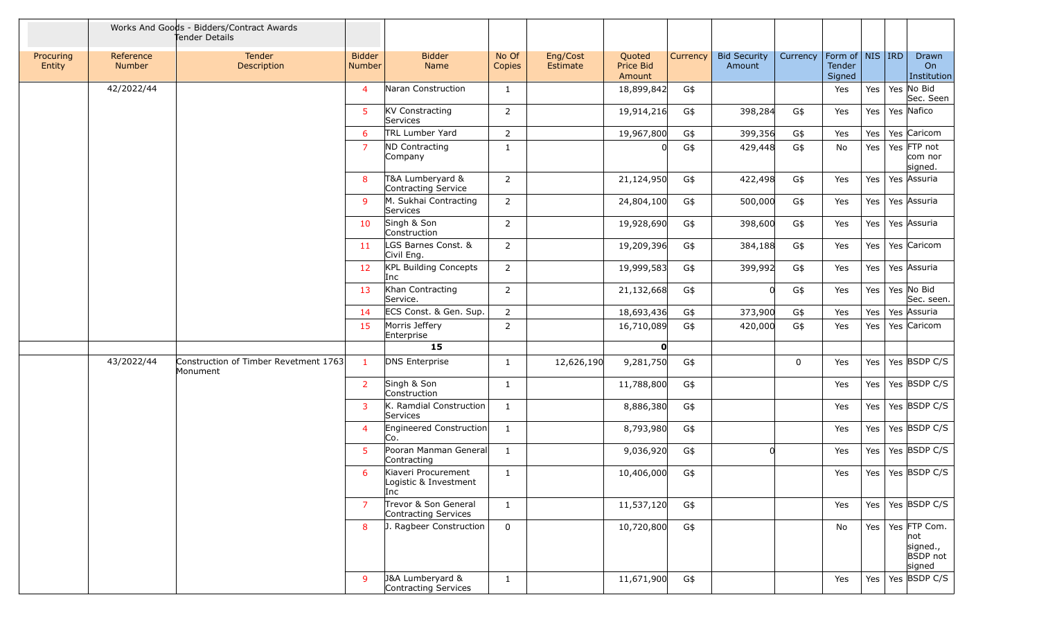| | Works And Goods - Bidders/Contract Awards Tender Details | | | | | | | | | | | | | |
|---|---|---|---|---|---|---|---|---|---|---|---|---|---|---|
| Procuring Entity | Reference Number | Tender Description | Bidder Number | Bidder Name | No Of Copies | Eng/Cost Estimate | Quoted Price Bid Amount | Currency | Bid Security Amount | Currency | Form of Tender Signed | NIS | IRD | Drawn On Institution |
| | 42/2022/44 | | 4 | Naran Construction | 1 | | 18,899,842 | G$ | | | Yes | Yes | Yes | No Bid Sec. Seen |
| | | | 5 | KV Constracting Services | 2 | | 19,914,216 | G$ | 398,284 | G$ | Yes | Yes | Yes | Nafico |
| | | | 6 | TRL Lumber Yard | 2 | | 19,967,800 | G$ | 399,356 | G$ | Yes | Yes | Yes | Caricom |
| | | | 7 | ND Contracting Company | 1 | | 0 | G$ | 429,448 | G$ | No | Yes | Yes | FTP not com nor signed. |
| | | | 8 | T&A Lumberyard & Contracting Service | 2 | | 21,124,950 | G$ | 422,498 | G$ | Yes | Yes | Yes | Assuria |
| | | | 9 | M. Sukhai Contracting Services | 2 | | 24,804,100 | G$ | 500,000 | G$ | Yes | Yes | Yes | Assuria |
| | | | 10 | Singh & Son Construction | 2 | | 19,928,690 | G$ | 398,600 | G$ | Yes | Yes | Yes | Assuria |
| | | | 11 | LGS Barnes Const. & Civil Eng. | 2 | | 19,209,396 | G$ | 384,188 | G$ | Yes | Yes | Yes | Caricom |
| | | | 12 | KPL Building Concepts Inc | 2 | | 19,999,583 | G$ | 399,992 | G$ | Yes | Yes | Yes | Assuria |
| | | | 13 | Khan Contracting Service. | 2 | | 21,132,668 | G$ | 0 | G$ | Yes | Yes | Yes | No Bid Sec. seen. |
| | | | 14 | ECS Const. & Gen. Sup. | 2 | | 18,693,436 | G$ | 373,900 | G$ | Yes | Yes | Yes | Assuria |
| | | | 15 | Morris Jeffery Enterprise | 2 | | 16,710,089 | G$ | 420,000 | G$ | Yes | Yes | Yes | Caricom |
| | | | | **15** | | | **0** | | | | | | | |
| | 43/2022/44 | Construction of Timber Revetment 1763 Monument | 1 | DNS Enterprise | 1 | 12,626,190 | 9,281,750 | G$ | | 0 | Yes | Yes | Yes | BSDP C/S |
| | | | 2 | Singh & Son Construction | 1 | | 11,788,800 | G$ | | | Yes | Yes | Yes | BSDP C/S |
| | | | 3 | K. Ramdial Construction Services | 1 | | 8,886,380 | G$ | | | Yes | Yes | Yes | BSDP C/S |
| | | | 4 | Engineered Construction Co. | 1 | | 8,793,980 | G$ | | | Yes | Yes | Yes | BSDP C/S |
| | | | 5 | Pooran Manman General Contracting | 1 | | 9,036,920 | G$ | 0 | | Yes | Yes | Yes | BSDP C/S |
| | | | 6 | Kiaveri Procurement Logistic & Investment Inc | 1 | | 10,406,000 | G$ | | | Yes | Yes | Yes | BSDP C/S |
| | | | 7 | Trevor & Son General Contracting Services | 1 | | 11,537,120 | G$ | | | Yes | Yes | Yes | BSDP C/S |
| | | | 8 | J. Ragbeer Construction | 0 | | 10,720,800 | G$ | | | No | Yes | Yes | FTP Com. not signed., BSDP not signed |
| | | | 9 | J&A Lumberyard & Contracting Services | 1 | | 11,671,900 | G$ | | | Yes | Yes | Yes | BSDP C/S |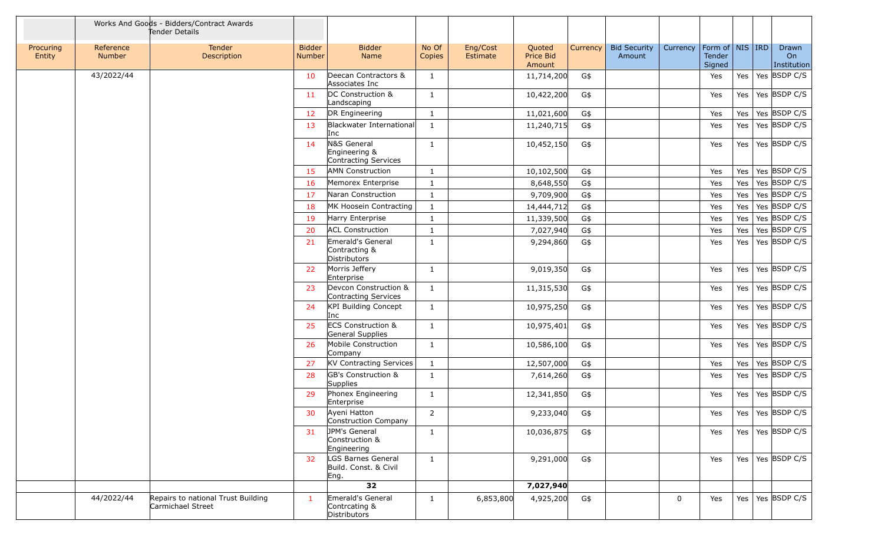| | Works And Goods - Bidders/Contract Awards Tender Details | | | | | | | | | | | | | |
|---|---|---|---|---|---|---|---|---|---|---|---|---|---|---|
| Procuring Entity | Reference Number | Tender Description | Bidder Number | Bidder Name | No Of Copies | Eng/Cost Estimate | Quoted Price Bid Amount | Currency | Bid Security Amount | Currency | Form of Tender Signed | NIS | IRD | Drawn On Institution |
| | 43/2022/44 | | 10 | Deecan Contractors & Associates Inc | 1 | | 11,714,200 | G$ | | | Yes | Yes | Yes | BSDP C/S |
| | | | 11 | DC Construction & Landscaping | 1 | | 10,422,200 | G$ | | | Yes | Yes | Yes | BSDP C/S |
| | | | 12 | DR Engineering | 1 | | 11,021,600 | G$ | | | Yes | Yes | Yes | BSDP C/S |
| | | | 13 | Blackwater International Inc | 1 | | 11,240,715 | G$ | | | Yes | Yes | Yes | BSDP C/S |
| | | | 14 | N&S General Engineering & Contracting Services | 1 | | 10,452,150 | G$ | | | Yes | Yes | Yes | BSDP C/S |
| | | | 15 | AMN Construction | 1 | | 10,102,500 | G$ | | | Yes | Yes | Yes | BSDP C/S |
| | | | 16 | Memorex Enterprise | 1 | | 8,648,550 | G$ | | | Yes | Yes | Yes | BSDP C/S |
| | | | 17 | Naran Construction | 1 | | 9,709,900 | G$ | | | Yes | Yes | Yes | BSDP C/S |
| | | | 18 | MK Hoosein Contracting | 1 | | 14,444,712 | G$ | | | Yes | Yes | Yes | BSDP C/S |
| | | | 19 | Harry Enterprise | 1 | | 11,339,500 | G$ | | | Yes | Yes | Yes | BSDP C/S |
| | | | 20 | ACL Construction | 1 | | 7,027,940 | G$ | | | Yes | Yes | Yes | BSDP C/S |
| | | | 21 | Emerald's General Contracting & Distributors | 1 | | 9,294,860 | G$ | | | Yes | Yes | Yes | BSDP C/S |
| | | | 22 | Morris Jeffery Enterprise | 1 | | 9,019,350 | G$ | | | Yes | Yes | Yes | BSDP C/S |
| | | | 23 | Devcon Construction & Contracting Services | 1 | | 11,315,530 | G$ | | | Yes | Yes | Yes | BSDP C/S |
| | | | 24 | KPI Building Concept Inc | 1 | | 10,975,250 | G$ | | | Yes | Yes | Yes | BSDP C/S |
| | | | 25 | ECS Construction & General Supplies | 1 | | 10,975,401 | G$ | | | Yes | Yes | Yes | BSDP C/S |
| | | | 26 | Mobile Construction Company | 1 | | 10,586,100 | G$ | | | Yes | Yes | Yes | BSDP C/S |
| | | | 27 | KV Contracting Services | 1 | | 12,507,000 | G$ | | | Yes | Yes | Yes | BSDP C/S |
| | | | 28 | GB's Construction & Supplies | 1 | | 7,614,260 | G$ | | | Yes | Yes | Yes | BSDP C/S |
| | | | 29 | Phonex Engineering Enterprise | 1 | | 12,341,850 | G$ | | | Yes | Yes | Yes | BSDP C/S |
| | | | 30 | Ayeni Hatton Construction Company | 2 | | 9,233,040 | G$ | | | Yes | Yes | Yes | BSDP C/S |
| | | | 31 | JPM's General Construction & Engineering | 1 | | 10,036,875 | G$ | | | Yes | Yes | Yes | BSDP C/S |
| | | | 32 | LGS Barnes General Build. Const. & Civil Eng. | 1 | | 9,291,000 | G$ | | | Yes | Yes | Yes | BSDP C/S |
| | | | | **32** | | | **7,027,940** | | | | | | | |
| | 44/2022/44 | Repairs to national Trust Building Carmichael Street | 1 | Emerald's General Contrcating & Distributors | 1 | 6,853,800 | 4,925,200 | G$ | | 0 | Yes | Yes | Yes | BSDP C/S |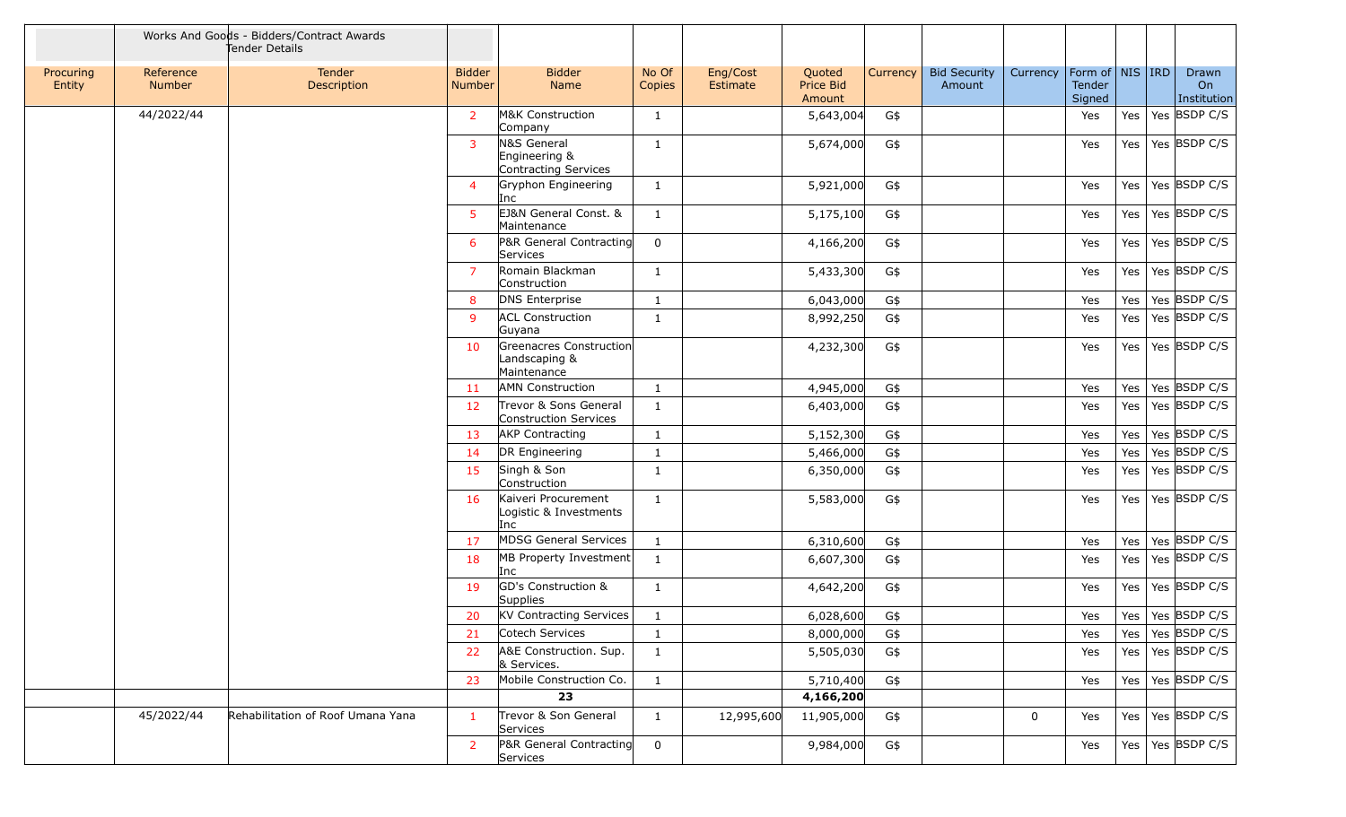| | Works And Goods - Bidders/Contract Awards Tender Details | | | | | | | | | | | | | | |
|---|---|---|---|---|---|---|---|---|---|---|---|---|---|---|---|
| Procuring Entity | Reference Number | Tender Description | Bidder Number | Bidder Name | No Of Copies | Eng/Cost Estimate | Quoted Price Bid Amount | Currency | Bid Security Amount | Currency | Form of Tender Signed | NIS | IRD | Drawn On Institution |
| | 44/2022/44 | | 2 | M&K Construction Company | 1 | | 5,643,004 | G$ | | | Yes | Yes | Yes | BSDP C/S |
| | | | 3 | N&S General Engineering & Contracting Services | 1 | | 5,674,000 | G$ | | | Yes | Yes | Yes | BSDP C/S |
| | | | 4 | Gryphon Engineering Inc | 1 | | 5,921,000 | G$ | | | Yes | Yes | Yes | BSDP C/S |
| | | | 5 | EJ&N General Const. & Maintenance | 1 | | 5,175,100 | G$ | | | Yes | Yes | Yes | BSDP C/S |
| | | | 6 | P&R General Contracting Services | 0 | | 4,166,200 | G$ | | | Yes | Yes | Yes | BSDP C/S |
| | | | 7 | Romain Blackman Construction | 1 | | 5,433,300 | G$ | | | Yes | Yes | Yes | BSDP C/S |
| | | | 8 | DNS Enterprise | 1 | | 6,043,000 | G$ | | | Yes | Yes | Yes | BSDP C/S |
| | | | 9 | ACL Construction Guyana | 1 | | 8,992,250 | G$ | | | Yes | Yes | Yes | BSDP C/S |
| | | | 10 | Greenacres Construction Landscaping & Maintenance | | | 4,232,300 | G$ | | | Yes | Yes | Yes | BSDP C/S |
| | | | 11 | AMN Construction | 1 | | 4,945,000 | G$ | | | Yes | Yes | Yes | BSDP C/S |
| | | | 12 | Trevor & Sons General Construction Services | 1 | | 6,403,000 | G$ | | | Yes | Yes | Yes | BSDP C/S |
| | | | 13 | AKP Contracting | 1 | | 5,152,300 | G$ | | | Yes | Yes | Yes | BSDP C/S |
| | | | 14 | DR Engineering | 1 | | 5,466,000 | G$ | | | Yes | Yes | Yes | BSDP C/S |
| | | | 15 | Singh & Son Construction | 1 | | 6,350,000 | G$ | | | Yes | Yes | Yes | BSDP C/S |
| | | | 16 | Kaiveri Procurement Logistic & Investments Inc | 1 | | 5,583,000 | G$ | | | Yes | Yes | Yes | BSDP C/S |
| | | | 17 | MDSG General Services | 1 | | 6,310,600 | G$ | | | Yes | Yes | Yes | BSDP C/S |
| | | | 18 | MB Property Investment Inc | 1 | | 6,607,300 | G$ | | | Yes | Yes | Yes | BSDP C/S |
| | | | 19 | GD's Construction & Supplies | 1 | | 4,642,200 | G$ | | | Yes | Yes | Yes | BSDP C/S |
| | | | 20 | KV Contracting Services | 1 | | 6,028,600 | G$ | | | Yes | Yes | Yes | BSDP C/S |
| | | | 21 | Cotech Services | 1 | | 8,000,000 | G$ | | | Yes | Yes | Yes | BSDP C/S |
| | | | 22 | A&E Construction. Sup. & Services. | 1 | | 5,505,030 | G$ | | | Yes | Yes | Yes | BSDP C/S |
| | | | 23 | Mobile Construction Co. | 1 | | 5,710,400 | G$ | | | Yes | Yes | Yes | BSDP C/S |
| | | | | **23** | | | **4,166,200** | | | | | | | |
| | 45/2022/44 | Rehabilitation of Roof Umana Yana | 1 | Trevor & Son General Services | 1 | 12,995,600 | 11,905,000 | G$ | | 0 | Yes | Yes | Yes | BSDP C/S |
| | | | 2 | P&R General Contracting Services | 0 | | 9,984,000 | G$ | | | Yes | Yes | Yes | BSDP C/S |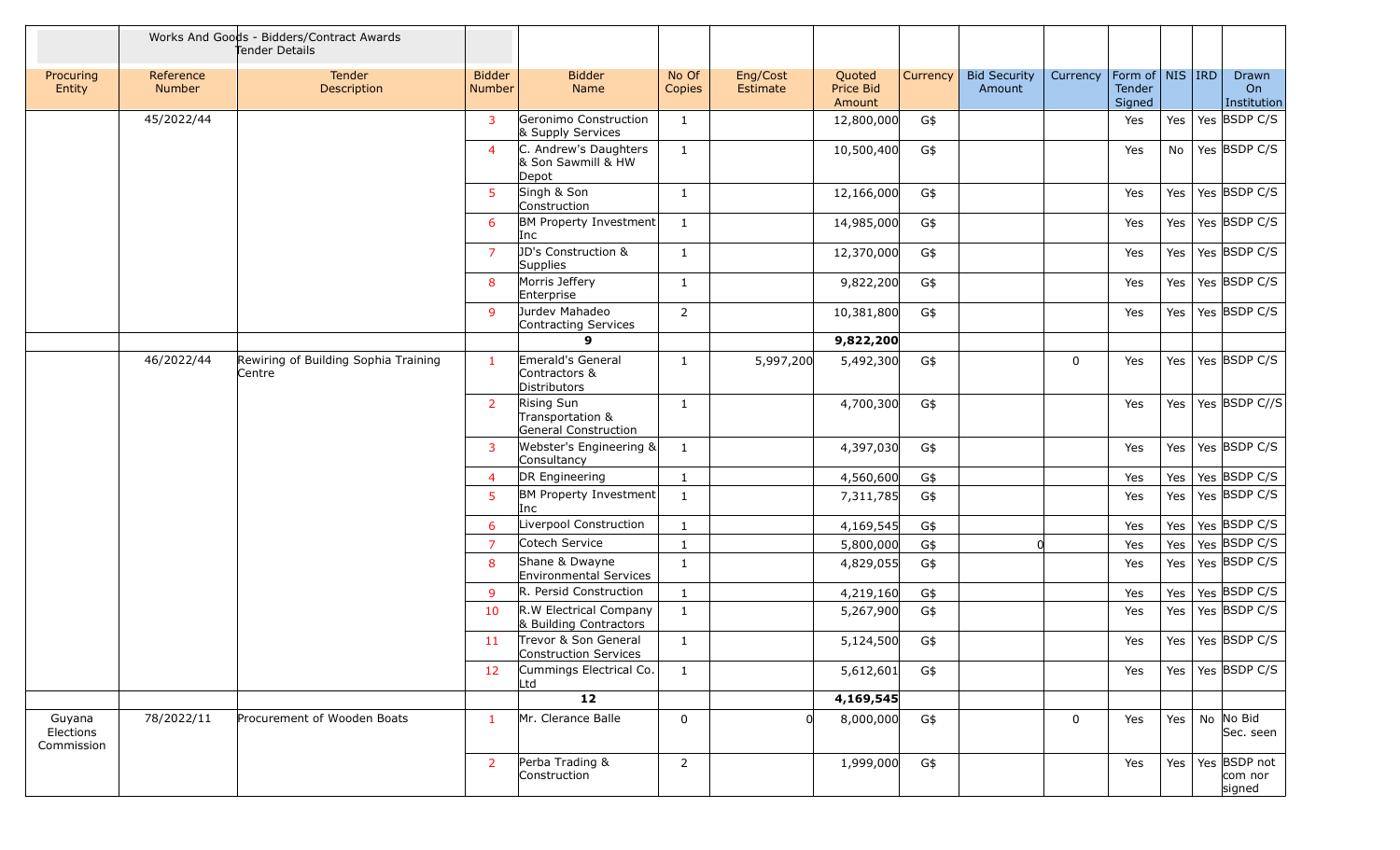| | Works And Goods - Bidders/Contract Awards Tender Details | | | | | | | | | | | | | |
|---|---|---|---|---|---|---|---|---|---|---|---|---|---|---|
| Procuring Entity | Reference Number | Tender Description | Bidder Number | Bidder Name | No Of Copies | Eng/Cost Estimate | Quoted Price Bid Amount | Currency | Bid Security Amount | Currency | Form of Tender Signed | NIS | IRD | Drawn On Institution |
| | 45/2022/44 | | 3 | Geronimo Construction & Supply Services | 1 | | 12,800,000 | G$ | | | Yes | Yes | Yes | BSDP C/S |
| | | | 4 | C. Andrew's Daughters & Son Sawmill & HW Depot | 1 | | 10,500,400 | G$ | | | Yes | No | Yes | BSDP C/S |
| | | | 5 | Singh & Son Construction | 1 | | 12,166,000 | G$ | | | Yes | Yes | Yes | BSDP C/S |
| | | | 6 | BM Property Investment Inc | 1 | | 14,985,000 | G$ | | | Yes | Yes | Yes | BSDP C/S |
| | | | 7 | JD's Construction & Supplies | 1 | | 12,370,000 | G$ | | | Yes | Yes | Yes | BSDP C/S |
| | | | 8 | Morris Jeffery Enterprise | 1 | | 9,822,200 | G$ | | | Yes | Yes | Yes | BSDP C/S |
| | | | 9 | Jurdev Mahadeo Contracting Services | 2 | | 10,381,800 | G$ | | | Yes | Yes | Yes | BSDP C/S |
| | | | | **9** | | | **9,822,200** | | | | | | | |
| | 46/2022/44 | Rewiring of Building Sophia Training Centre | 1 | Emerald's General Contractors & Distributors | 1 | 5,997,200 | 5,492,300 | G$ | | 0 | Yes | Yes | Yes | BSDP C/S |
| | | | 2 | Rising Sun Transportation & General Construction | 1 | | 4,700,300 | G$ | | | Yes | Yes | Yes | BSDP C//S |
| | | | 3 | Webster's Engineering & Consultancy | 1 | | 4,397,030 | G$ | | | Yes | Yes | Yes | BSDP C/S |
| | | | 4 | DR Engineering | 1 | | 4,560,600 | G$ | | | Yes | Yes | Yes | BSDP C/S |
| | | | 5 | BM Property Investment Inc | 1 | | 7,311,785 | G$ | | | Yes | Yes | Yes | BSDP C/S |
| | | | 6 | Liverpool Construction | 1 | | 4,169,545 | G$ | | | Yes | Yes | Yes | BSDP C/S |
| | | | 7 | Cotech Service | 1 | | 5,800,000 | G$ | 0 | | Yes | Yes | Yes | BSDP C/S |
| | | | 8 | Shane & Dwayne Environmental Services | 1 | | 4,829,055 | G$ | | | Yes | Yes | Yes | BSDP C/S |
| | | | 9 | R. Persid Construction | 1 | | 4,219,160 | G$ | | | Yes | Yes | Yes | BSDP C/S |
| | | | 10 | R.W Electrical Company & Building Contractors | 1 | | 5,267,900 | G$ | | | Yes | Yes | Yes | BSDP C/S |
| | | | 11 | Trevor & Son General Construction Services | 1 | | 5,124,500 | G$ | | | Yes | Yes | Yes | BSDP C/S |
| | | | 12 | Cummings Electrical Co. Ltd | 1 | | 5,612,601 | G$ | | | Yes | Yes | Yes | BSDP C/S |
| | | | | **12** | | | **4,169,545** | | | | | | | |
| Guyana Elections Commission | 78/2022/11 | Procurement of Wooden Boats | 1 | Mr. Clerance Balle | 0 | 0 | 8,000,000 | G$ | | 0 | Yes | Yes | No | No Bid Sec. seen |
| | | | 2 | Perba Trading & Construction | 2 | | 1,999,000 | G$ | | | Yes | Yes | Yes | BSDP not com nor signed |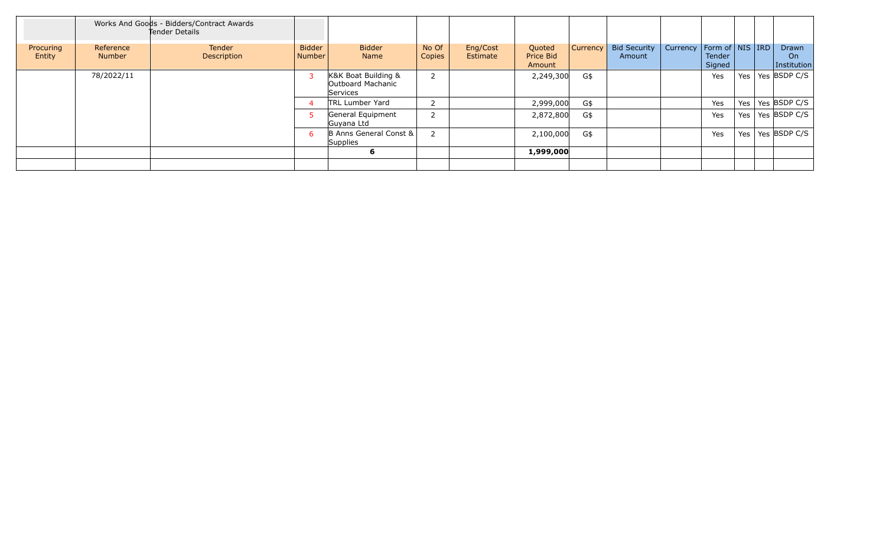| | Works And Goods - Bidders/Contract Awards Tender Details | | | | | | | | | | | | | |
|---|---|---|---|---|---|---|---|---|---|---|---|---|---|---|
| Procuring Entity | Reference Number | Tender Description | Bidder Number | Bidder Name | No Of Copies | Eng/Cost Estimate | Quoted Price Bid Amount | Currency | Bid Security Amount | Currency | Form of Tender Signed | NIS | IRD | Drawn On Institution |
| | 78/2022/11 | | 3 | K&K Boat Building & Outboard Machanic Services | 2 | | 2,249,300 | G$ | | | Yes | Yes | Yes | BSDP C/S |
| | | | 4 | TRL Lumber Yard | 2 | | 2,999,000 | G$ | | | Yes | Yes | Yes | BSDP C/S |
| | | | 5 | General Equipment Guyana Ltd | 2 | | 2,872,800 | G$ | | | Yes | Yes | Yes | BSDP C/S |
| | | | 6 | B Anns General Const & Supplies | 2 | | 2,100,000 | G$ | | | Yes | Yes | Yes | BSDP C/S |
| | | | | **6** | | | **1,999,000** | | | | | | | |
| | | | | | | | | | | | | | | |